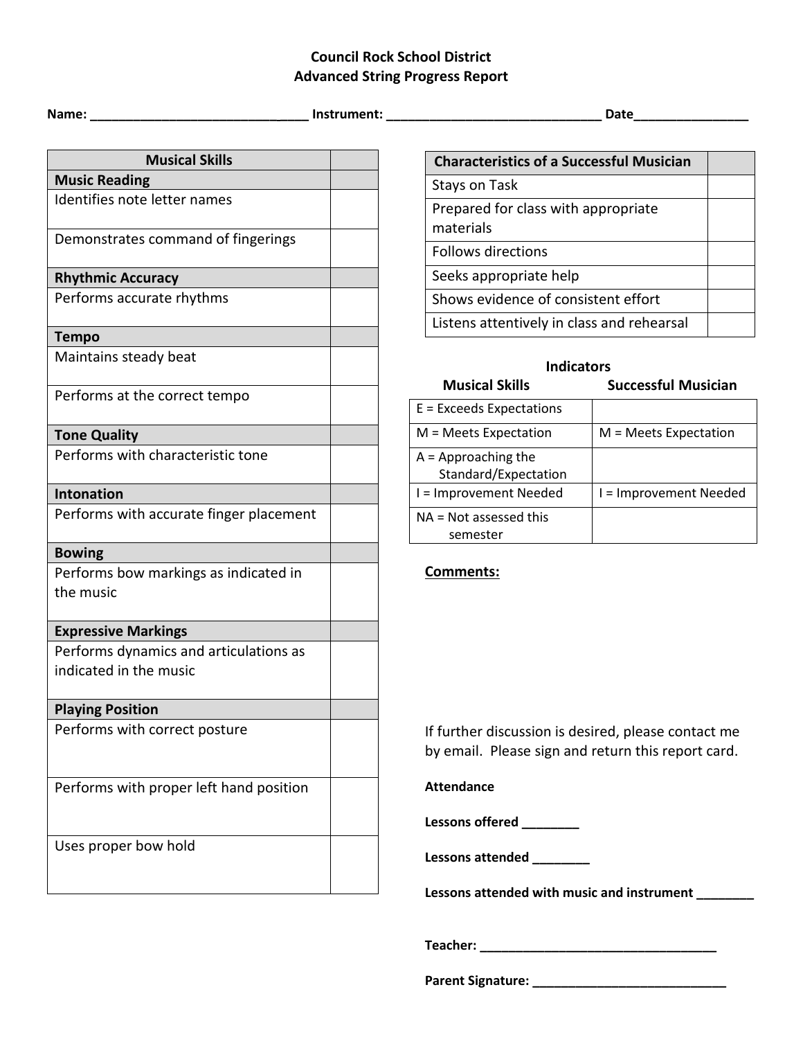# Council Rock School District
## Advanced String Progress Report

**Name:** _______________________________ **Instrument:** _______________________________ **Date**________________

| Musical Skills | |
|---|---|
| **Music Reading** | |
| Identifies note letter names | |
| Demonstrates command of fingerings | |
| **Rhythmic Accuracy** | |
| Performs accurate rhythms | |
| **Tempo** | |
| Maintains steady beat | |
| Performs at the correct tempo | |
| **Tone Quality** | |
| Performs with characteristic tone | |
| **Intonation** | |
| Performs with accurate finger placement | |
| **Bowing** | |
| Performs bow markings as indicated in the music | |
| **Expressive Markings** | |
| Performs dynamics and articulations as indicated in the music | |
| **Playing Position** | |
| Performs with correct posture | |
| Performs with proper left hand position | |
| Uses proper bow hold | |

| Characteristics of a Successful Musician | |
|---|---|
| Stays on Task | |
| Prepared for class with appropriate materials | |
| Follows directions | |
| Seeks appropriate help | |
| Shows evidence of consistent effort | |
| Listens attentively in class and rehearsal | |

**Indicators**

| Musical Skills | Successful Musician |
|---|---|
| E = Exceeds Expectations | |
| M = Meets Expectation | M = Meets Expectation |
| A = Approaching the Standard/Expectation | |
| I = Improvement Needed | I = Improvement Needed |
| NA = Not assessed this semester | |

**Comments:**

If further discussion is desired, please contact me by email. Please sign and return this report card.

**Attendance**

**Lessons offered** ________

**Lessons attended** ________

**Lessons attended with music and instrument** ________

**Teacher:** __________________________________

**Parent Signature:** ____________________________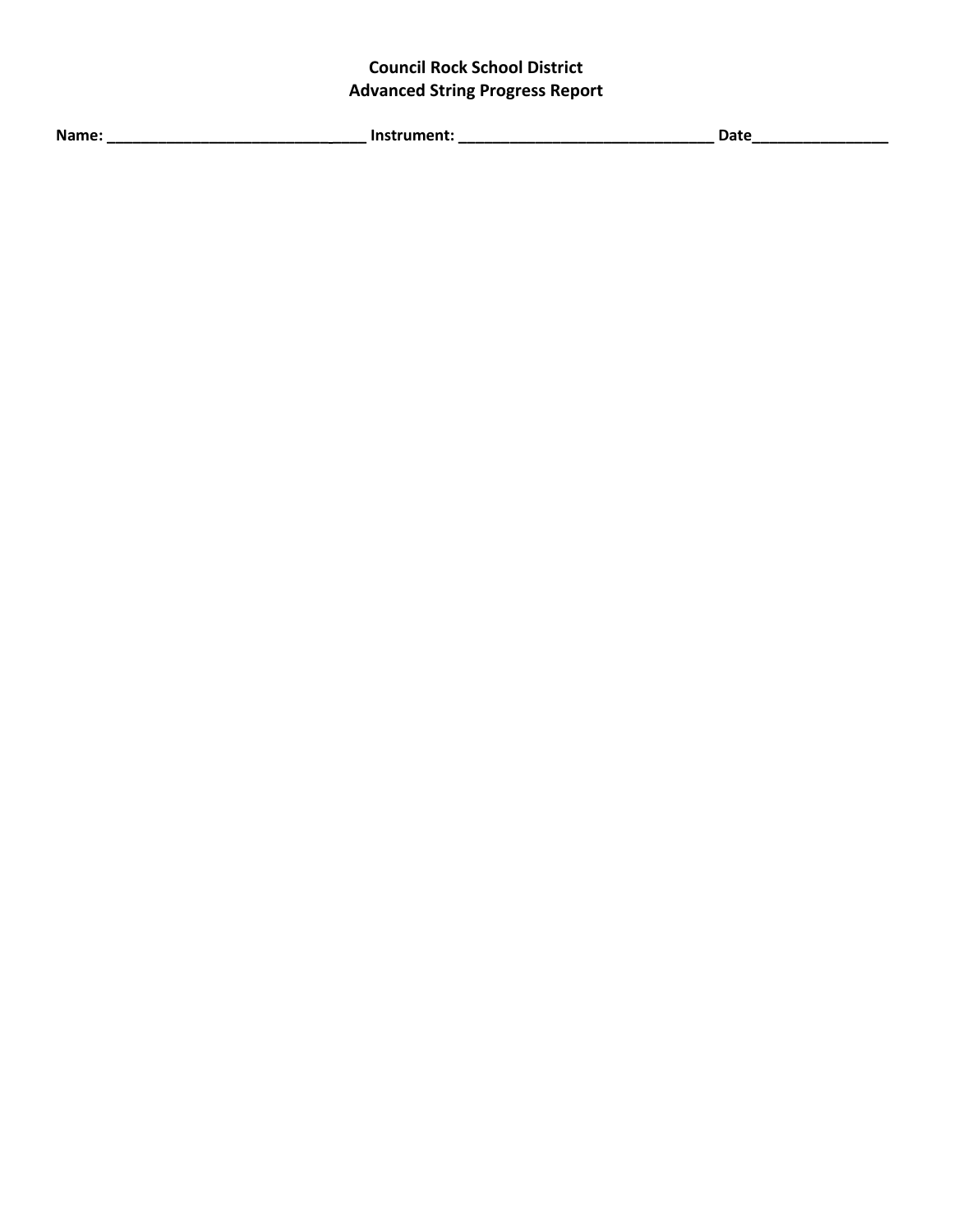**Council Rock School District**
**Advanced String Progress Report**

**Name: ______________________________ Instrument: ______________________________ Date_______________**